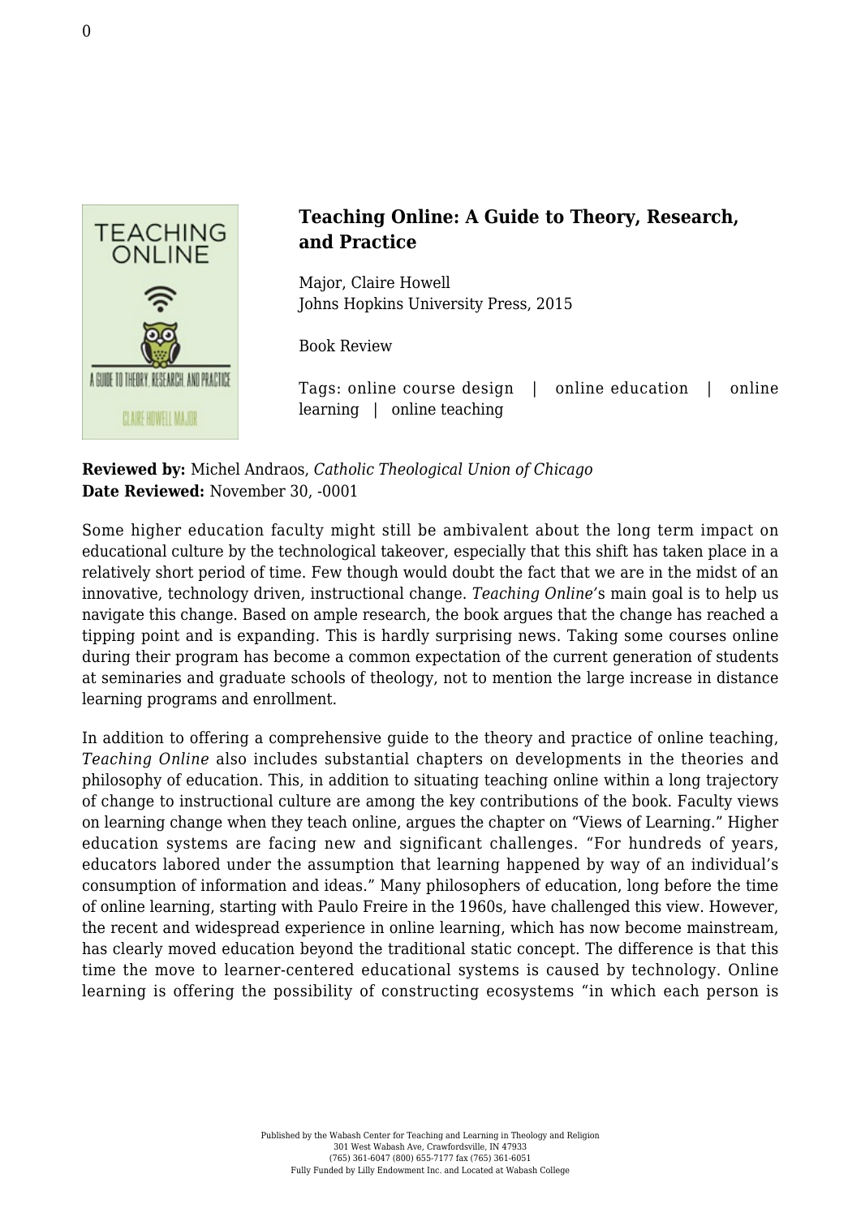# Teaching Online: A Guide to Theory, Research, and Practice

Major, Claire Howell
Johns Hopkins University Press, 2015

Book Review

Tags: online course design | online education | online learning | online teaching

**Reviewed by:** Michel Andraos, *Catholic Theological Union of Chicago*
**Date Reviewed:** November 30, -0001

Some higher education faculty might still be ambivalent about the long term impact on educational culture by the technological takeover, especially that this shift has taken place in a relatively short period of time. Few though would doubt the fact that we are in the midst of an innovative, technology driven, instructional change. *Teaching Online*'s main goal is to help us navigate this change. Based on ample research, the book argues that the change has reached a tipping point and is expanding. This is hardly surprising news. Taking some courses online during their program has become a common expectation of the current generation of students at seminaries and graduate schools of theology, not to mention the large increase in distance learning programs and enrollment.

In addition to offering a comprehensive guide to the theory and practice of online teaching, *Teaching Online* also includes substantial chapters on developments in the theories and philosophy of education. This, in addition to situating teaching online within a long trajectory of change to instructional culture are among the key contributions of the book. Faculty views on learning change when they teach online, argues the chapter on "Views of Learning." Higher education systems are facing new and significant challenges. "For hundreds of years, educators labored under the assumption that learning happened by way of an individual's consumption of information and ideas." Many philosophers of education, long before the time of online learning, starting with Paulo Freire in the 1960s, have challenged this view. However, the recent and widespread experience in online learning, which has now become mainstream, has clearly moved education beyond the traditional static concept. The difference is that this time the move to learner-centered educational systems is caused by technology. Online learning is offering the possibility of constructing ecosystems "in which each person is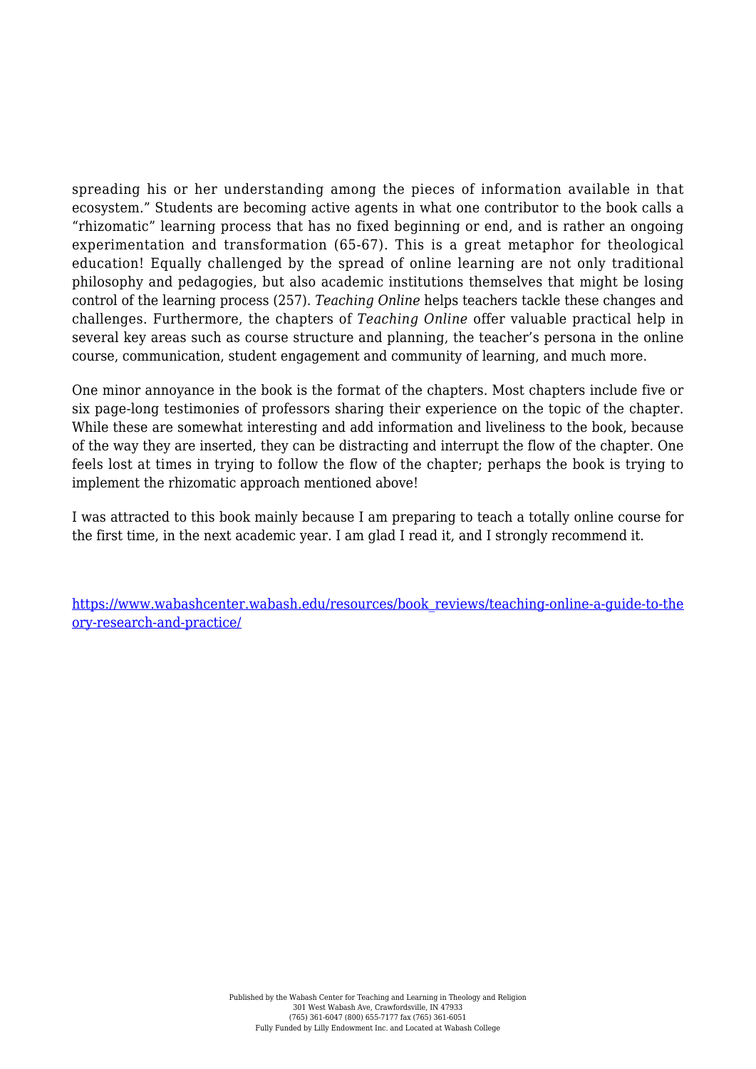spreading his or her understanding among the pieces of information available in that ecosystem." Students are becoming active agents in what one contributor to the book calls a "rhizomatic" learning process that has no fixed beginning or end, and is rather an ongoing experimentation and transformation (65-67). This is a great metaphor for theological education! Equally challenged by the spread of online learning are not only traditional philosophy and pedagogies, but also academic institutions themselves that might be losing control of the learning process (257). *Teaching Online* helps teachers tackle these changes and challenges. Furthermore, the chapters of *Teaching Online* offer valuable practical help in several key areas such as course structure and planning, the teacher's persona in the online course, communication, student engagement and community of learning, and much more.

One minor annoyance in the book is the format of the chapters. Most chapters include five or six page-long testimonies of professors sharing their experience on the topic of the chapter. While these are somewhat interesting and add information and liveliness to the book, because of the way they are inserted, they can be distracting and interrupt the flow of the chapter. One feels lost at times in trying to follow the flow of the chapter; perhaps the book is trying to implement the rhizomatic approach mentioned above!

I was attracted to this book mainly because I am preparing to teach a totally online course for the first time, in the next academic year. I am glad I read it, and I strongly recommend it.

[https://www.wabashcenter.wabash.edu/resources/book_reviews/teaching-online-a-guide-to-theory-research-and-practice/](https://www.wabashcenter.wabash.edu/resources/book_reviews/teaching-online-a-guide-to-theory-research-and-practice/)

Published by the Wabash Center for Teaching and Learning in Theology and Religion
301 West Wabash Ave, Crawfordsville, IN 47933
(765) 361-6047 (800) 655-7177 fax (765) 361-6051
Fully Funded by Lilly Endowment Inc. and Located at Wabash College